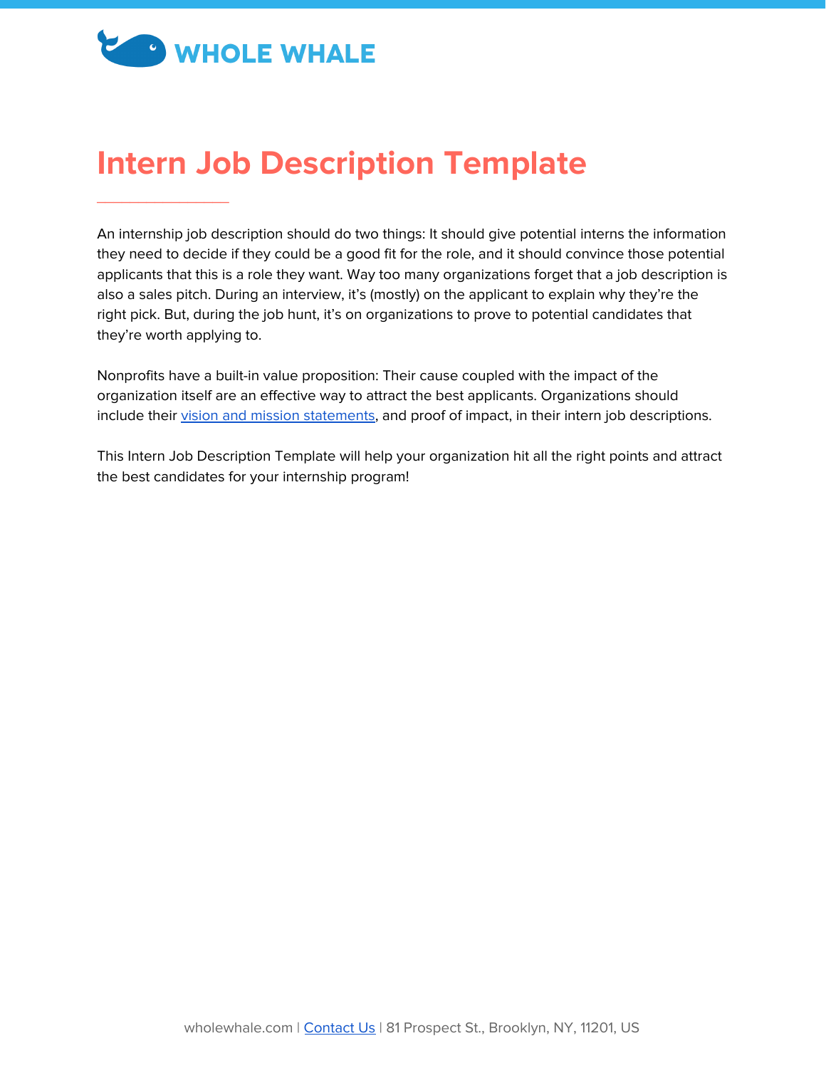WHOLE WHALE

# Intern Job Description Template

An internship job description should do two things: It should give potential interns the information they need to decide if they could be a good fit for the role, and it should convince those potential applicants that this is a role they want. Way too many organizations forget that a job description is also a sales pitch. During an interview, it's (mostly) on the applicant to explain why they're the right pick. But, during the job hunt, it's on organizations to prove to potential candidates that they're worth applying to.

Nonprofits have a built-in value proposition: Their cause coupled with the impact of the organization itself are an effective way to attract the best applicants. Organizations should include their vision and mission statements, and proof of impact, in their intern job descriptions.

This Intern Job Description Template will help your organization hit all the right points and attract the best candidates for your internship program!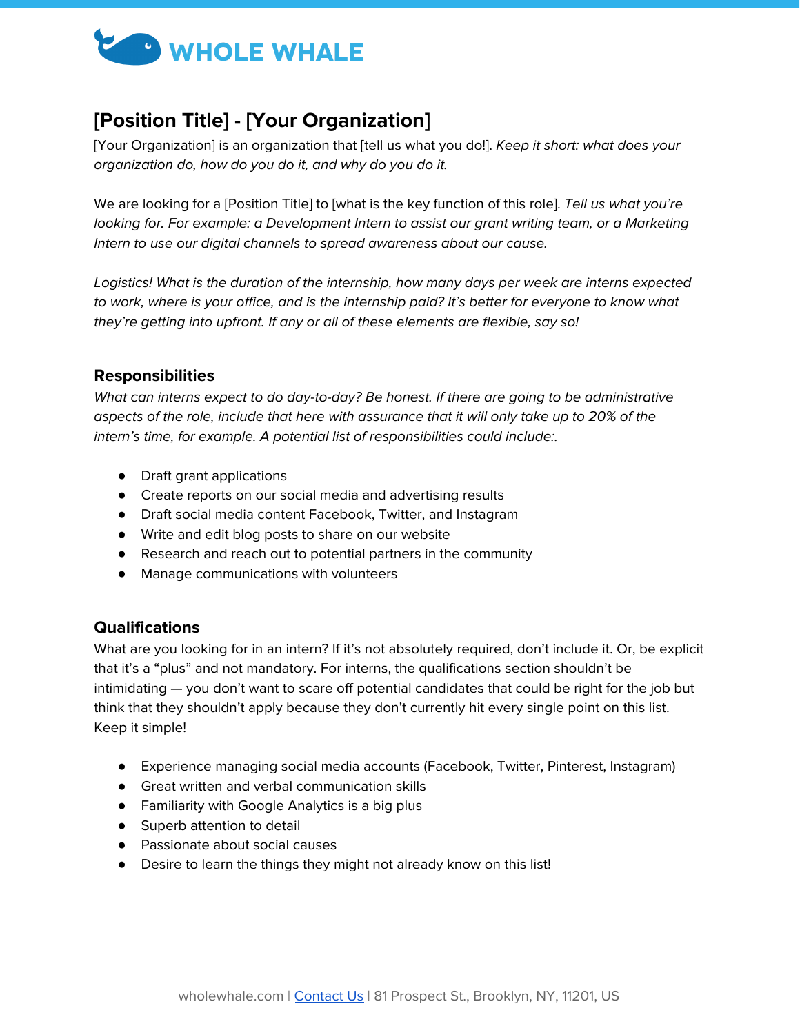# [Position Title] - [Your Organization]

[Your Organization] is an organization that [tell us what you do!]. *Keep it short: what does your organization do, how do you do it, and why do you do it.*

We are looking for a [Position Title] to [what is the key function of this role]. *Tell us what you're looking for. For example: a Development Intern to assist our grant writing team, or a Marketing Intern to use our digital channels to spread awareness about our cause.*

*Logistics! What is the duration of the internship, how many days per week are interns expected to work, where is your office, and is the internship paid? It's better for everyone to know what they're getting into upfront. If any or all of these elements are flexible, say so!*

## Responsibilities

*What can interns expect to do day-to-day? Be honest. If there are going to be administrative aspects of the role, include that here with assurance that it will only take up to 20% of the intern's time, for example. A potential list of responsibilities could include:.*

- Draft grant applications
- Create reports on our social media and advertising results
- Draft social media content Facebook, Twitter, and Instagram
- Write and edit blog posts to share on our website
- Research and reach out to potential partners in the community
- Manage communications with volunteers

## Qualifications

What are you looking for in an intern? If it's not absolutely required, don't include it. Or, be explicit that it's a "plus" and not mandatory. For interns, the qualifications section shouldn't be intimidating — you don't want to scare off potential candidates that could be right for the job but think that they shouldn't apply because they don't currently hit every single point on this list. Keep it simple!

- Experience managing social media accounts (Facebook, Twitter, Pinterest, Instagram)
- Great written and verbal communication skills
- Familiarity with Google Analytics is a big plus
- Superb attention to detail
- Passionate about social causes
- Desire to learn the things they might not already know on this list!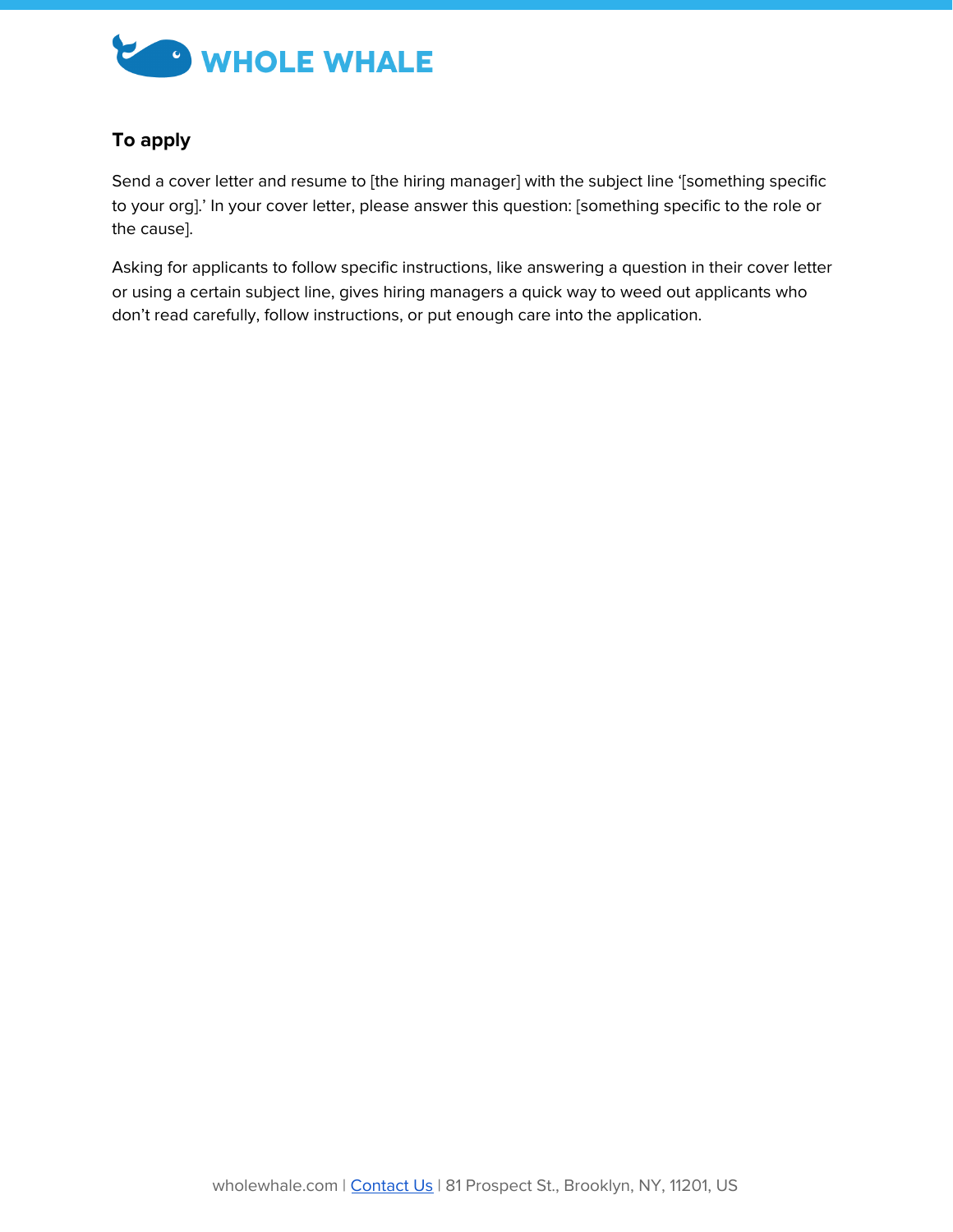## To apply

Send a cover letter and resume to [the hiring manager] with the subject line '[something specific to your org].' In your cover letter, please answer this question: [something specific to the role or the cause].

Asking for applicants to follow specific instructions, like answering a question in their cover letter or using a certain subject line, gives hiring managers a quick way to weed out applicants who don't read carefully, follow instructions, or put enough care into the application.